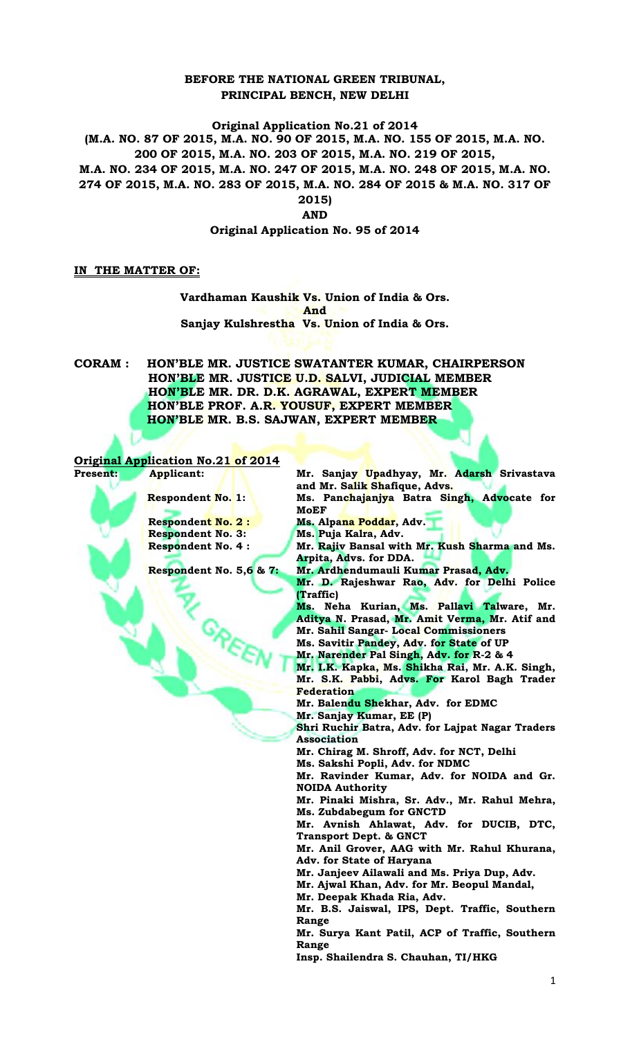**BEFORE THE NATIONAL GREEN TRIBUNAL,**
**PRINCIPAL BENCH, NEW DELHI**

**Original Application No.21 of 2014**
**(M.A. NO. 87 OF 2015, M.A. NO. 90 OF 2015, M.A. NO. 155 OF 2015, M.A. NO. 200 OF 2015, M.A. NO. 203 OF 2015, M.A. NO. 219 OF 2015, M.A. NO. 234 OF 2015, M.A. NO. 247 OF 2015, M.A. NO. 248 OF 2015, M.A. NO. 274 OF 2015, M.A. NO. 283 OF 2015, M.A. NO. 284 OF 2015 & M.A. NO. 317 OF 2015)**
**AND**
**Original Application No. 95 of 2014**

**IN THE MATTER OF:**

**Vardhaman Kaushik Vs. Union of India & Ors.**
**And**
**Sanjay Kulshrestha Vs. Union of India & Ors.**

**CORAM : HON'BLE MR. JUSTICE SWATANTER KUMAR, CHAIRPERSON**
**HON'BLE MR. JUSTICE U.D. SALVI, JUDICIAL MEMBER**
**HON'BLE MR. DR. D.K. AGRAWAL, EXPERT MEMBER**
**HON'BLE PROF. A.R. YOUSUF, EXPERT MEMBER**
**HON'BLE MR. B.S. SAJWAN, EXPERT MEMBER**

**Original Application No.21 of 2014**

| | |
|---|---|
| **Present: Applicant:** | **Mr. Sanjay Upadhyay, Mr. Adarsh Srivastava and Mr. Salik Shafique, Advs.** |
| **Respondent No. 1:** | **Ms. Panchajanjya Batra Singh, Advocate for MoEF** |
| **Respondent No. 2 :** | **Ms. Alpana Poddar, Adv.** |
| **Respondent No. 3:** | **Ms. Puja Kalra, Adv.** |
| **Respondent No. 4 :** | **Mr. Rajiv Bansal with Mr. Kush Sharma and Ms. Arpita, Advs. for DDA.** |
| **Respondent No. 5,6 & 7:** | **Mr. Ardhendumauli Kumar Prasad, Adv.** |
| | **Mr. D. Rajeshwar Rao, Adv. for Delhi Police (Traffic)** |
| | **Ms. Neha Kurian, Ms. Pallavi Talware, Mr. Aditya N. Prasad, Mr. Amit Verma, Mr. Atif and Mr. Sahil Sangar- Local Commissioners** |
| | **Ms. Savitir Pandey, Adv. for State of UP** |
| | **Mr. Narender Pal Singh, Adv. for R-2 & 4** |
| | **Mr. I.K. Kapka, Ms. Shikha Rai, Mr. A.K. Singh, Mr. S.K. Pabbi, Advs. For Karol Bagh Trader Federation** |
| | **Mr. Balendu Shekhar, Adv. for EDMC** |
| | **Mr. Sanjay Kumar, EE (P)** |
| | **Shri Ruchir Batra, Adv. for Lajpat Nagar Traders Association** |
| | **Mr. Chirag M. Shroff, Adv. for NCT, Delhi** |
| | **Ms. Sakshi Popli, Adv. for NDMC** |
| | **Mr. Ravinder Kumar, Adv. for NOIDA and Gr. NOIDA Authority** |
| | **Mr. Pinaki Mishra, Sr. Adv., Mr. Rahul Mehra, Ms. Zubdabegum for GNCTD** |
| | **Mr. Avnish Ahlawat, Adv. for DUCIB, DTC, Transport Dept. & GNCT** |
| | **Mr. Anil Grover, AAG with Mr. Rahul Khurana, Adv. for State of Haryana** |
| | **Mr. Janjeev Ailawali and Ms. Priya Dup, Adv.** |
| | **Mr. Ajwal Khan, Adv. for Mr. Beopul Mandal,** |
| | **Mr. Deepak Khada Ria, Adv.** |
| | **Mr. B.S. Jaiswal, IPS, Dept. Traffic, Southern Range** |
| | **Mr. Surya Kant Patil, ACP of Traffic, Southern Range** |
| | **Insp. Shailendra S. Chauhan, TI/HKG** |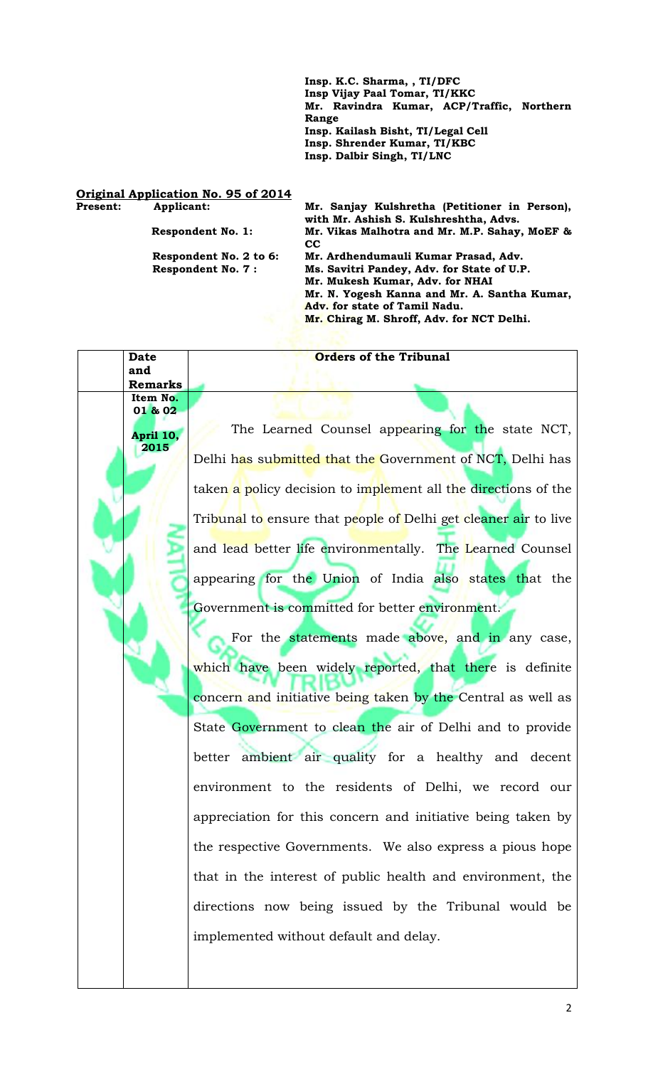**Insp. K.C. Sharma, , TI/DFC**
**Insp Vijay Paal Tomar, TI/KKC**
**Mr. Ravindra Kumar, ACP/Traffic, Northern Range**
**Insp. Kailash Bisht, TI/Legal Cell**
**Insp. Shrender Kumar, TI/KBC**
**Insp. Dalbir Singh, TI/LNC**

**Original Application No. 95 of 2014**

| **Present:** | | |
|---|---|---|
| | **Applicant:** | **Mr. Sanjay Kulshretha (Petitioner in Person), with Mr. Ashish S. Kulshreshtha, Advs.** |
| | **Respondent No. 1:** | **Mr. Vikas Malhotra and Mr. M.P. Sahay, MoEF & CC** |
| | **Respondent No. 2 to 6:** | **Mr. Ardhendumauli Kumar Prasad, Adv.** |
| | **Respondent No. 7 :** | **Ms. Savitri Pandey, Adv. for State of U.P.** |
| | | **Mr. Mukesh Kumar, Adv. for NHAI** |
| | | **Mr. N. Yogesh Kanna and Mr. A. Santha Kumar, Adv. for state of Tamil Nadu.** |
| | | **Mr. Chirag M. Shroff, Adv. for NCT Delhi.** |

| | **Date and Remarks** | **Orders of the Tribunal** |
|---|---|---|
| | **Item No. 01 & 02**<br><br>**April 10, 2015** | The Learned Counsel appearing for the state NCT, Delhi has submitted that the Government of NCT, Delhi has taken a policy decision to implement all the directions of the Tribunal to ensure that people of Delhi get cleaner air to live and lead better life environmentally. The Learned Counsel appearing for the Union of India also states that the Government is committed for better environment.<br><br>For the statements made above, and in any case, which have been widely reported, that there is definite concern and initiative being taken by the Central as well as State Government to clean the air of Delhi and to provide better ambient air quality for a healthy and decent environment to the residents of Delhi, we record our appreciation for this concern and initiative being taken by the respective Governments. We also express a pious hope that in the interest of public health and environment, the directions now being issued by the Tribunal would be implemented without default and delay. |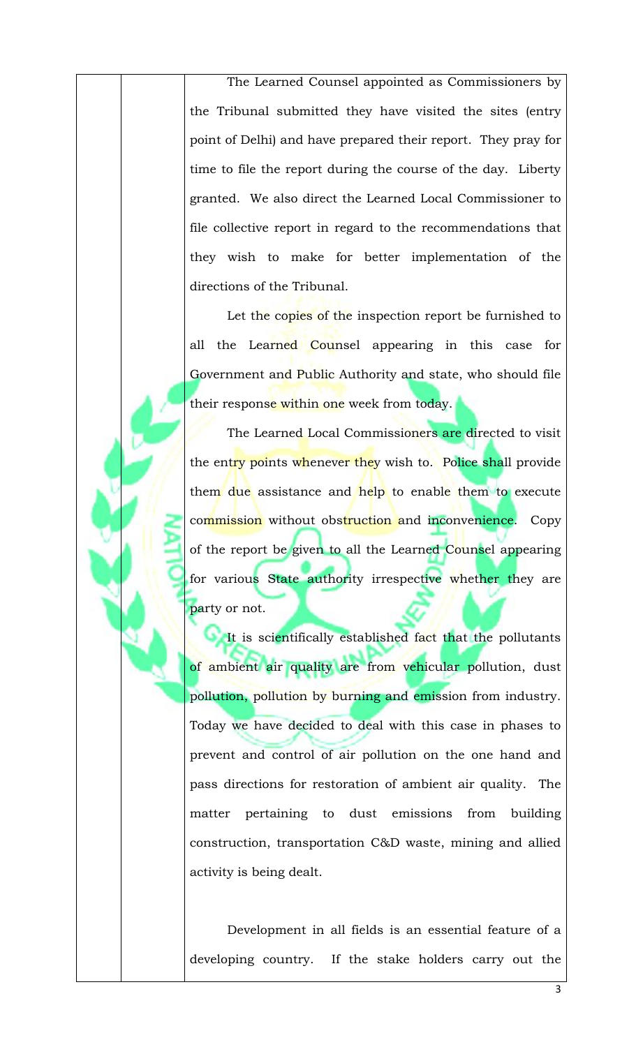The Learned Counsel appointed as Commissioners by the Tribunal submitted they have visited the sites (entry point of Delhi) and have prepared their report. They pray for time to file the report during the course of the day. Liberty granted. We also direct the Learned Local Commissioner to file collective report in regard to the recommendations that they wish to make for better implementation of the directions of the Tribunal.

Let the copies of the inspection report be furnished to all the Learned Counsel appearing in this case for Government and Public Authority and state, who should file their response within one week from today.

The Learned Local Commissioners are directed to visit the entry points whenever they wish to. Police shall provide them due assistance and help to enable them to execute commission without obstruction and inconvenience. Copy of the report be given to all the Learned Counsel appearing for various State authority irrespective whether they are party or not.

It is scientifically established fact that the pollutants of ambient air quality are from vehicular pollution, dust pollution, pollution by burning and emission from industry. Today we have decided to deal with this case in phases to prevent and control of air pollution on the one hand and pass directions for restoration of ambient air quality. The matter pertaining to dust emissions from building construction, transportation C&D waste, mining and allied activity is being dealt.

Development in all fields is an essential feature of a developing country. If the stake holders carry out the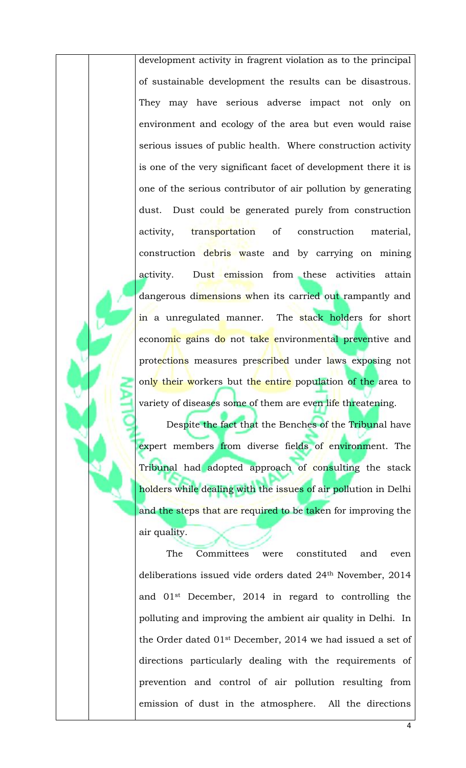development activity in fragrent violation as to the principal of sustainable development the results can be disastrous. They may have serious adverse impact not only on environment and ecology of the area but even would raise serious issues of public health. Where construction activity is one of the very significant facet of development there it is one of the serious contributor of air pollution by generating dust. Dust could be generated purely from construction activity, transportation of construction material, construction debris waste and by carrying on mining activity. Dust emission from these activities attain dangerous dimensions when its carried out rampantly and in a unregulated manner. The stack holders for short economic gains do not take environmental preventive and protections measures prescribed under laws exposing not only their workers but the entire population of the area to variety of diseases some of them are even life threatening.

Despite the fact that the Benches of the Tribunal have expert members from diverse fields of environment. The Tribunal had adopted approach of consulting the stack holders while dealing with the issues of air pollution in Delhi and the steps that are required to be taken for improving the air quality.

The Committees were constituted and even deliberations issued vide orders dated 24th November, 2014 and 01st December, 2014 in regard to controlling the polluting and improving the ambient air quality in Delhi. In the Order dated 01st December, 2014 we had issued a set of directions particularly dealing with the requirements of prevention and control of air pollution resulting from emission of dust in the atmosphere. All the directions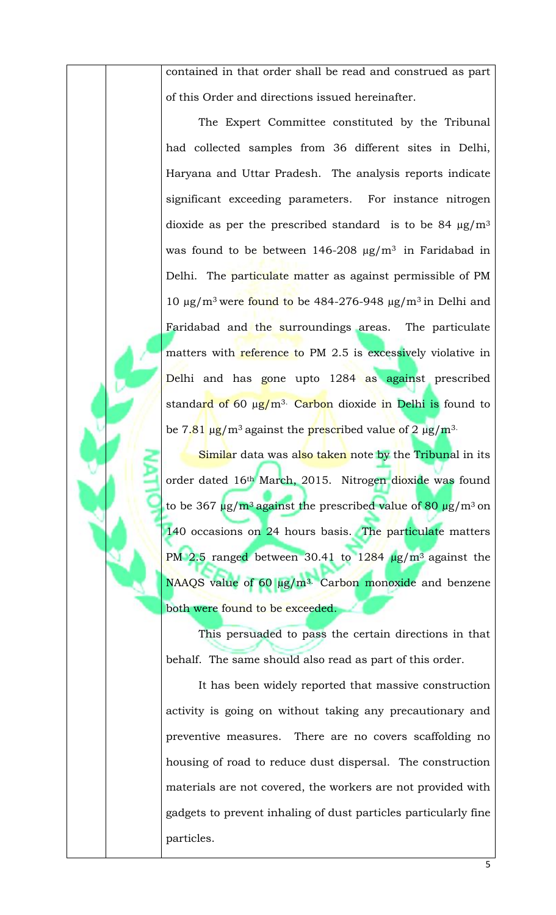contained in that order shall be read and construed as part of this Order and directions issued hereinafter.

The Expert Committee constituted by the Tribunal had collected samples from 36 different sites in Delhi, Haryana and Uttar Pradesh. The analysis reports indicate significant exceeding parameters. For instance nitrogen dioxide as per the prescribed standard is to be 84 $\mu g/m^3$ was found to be between 146-208 $\mu g/m^3$ in Faridabad in Delhi. The particulate matter as against permissible of PM 10 $\mu g/m^3$ were found to be 484-276-948 $\mu g/m^3$ in Delhi and Faridabad and the surroundings areas. The particulate matters with reference to PM 2.5 is excessively violative in Delhi and has gone upto 1284 as against prescribed standard of 60 $\mu g/m^3$. Carbon dioxide in Delhi is found to be 7.81 $\mu g/m^3$ against the prescribed value of 2 $\mu g/m^3$.

Similar data was also taken note by the Tribunal in its order dated 16th March, 2015. Nitrogen dioxide was found to be 367 $\mu g/m^3$ against the prescribed value of 80 $\mu g/m^3$ on 140 occasions on 24 hours basis. The particulate matters PM 2.5 ranged between 30.41 to 1284 $\mu g/m^3$ against the NAAQS value of 60 $\mu g/m^3$. Carbon monoxide and benzene both were found to be exceeded.

This persuaded to pass the certain directions in that behalf. The same should also read as part of this order.

It has been widely reported that massive construction activity is going on without taking any precautionary and preventive measures. There are no covers scaffolding no housing of road to reduce dust dispersal. The construction materials are not covered, the workers are not provided with gadgets to prevent inhaling of dust particles particularly fine particles.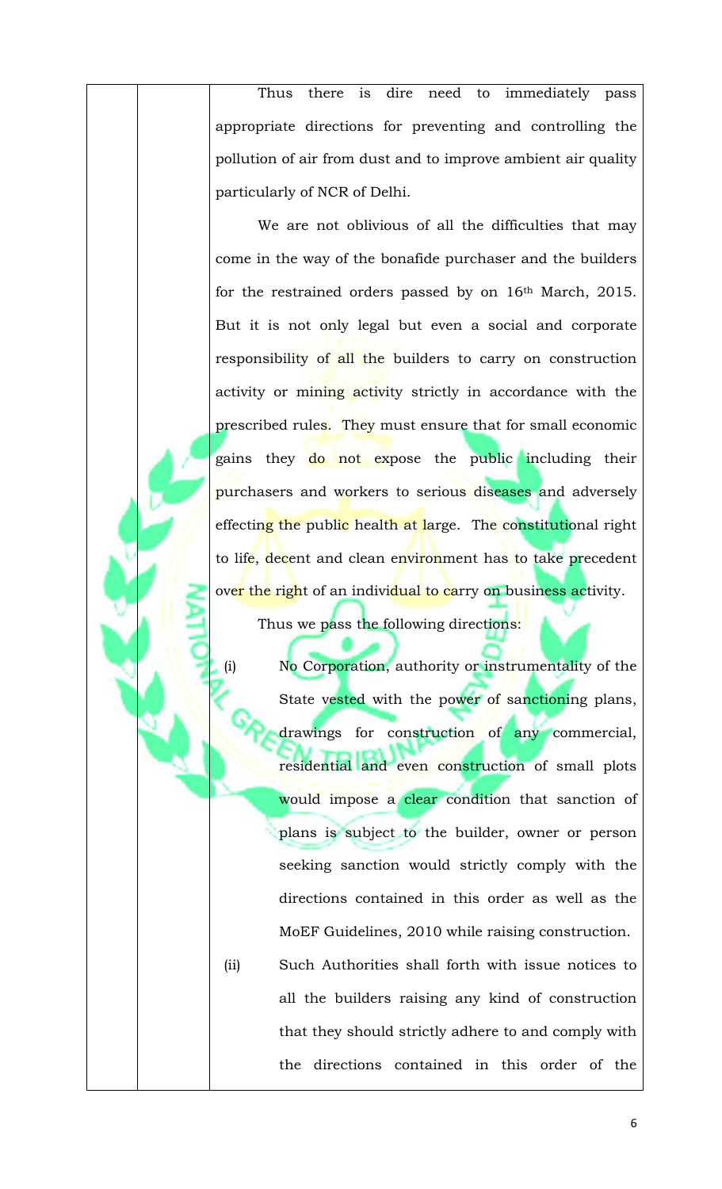Thus there is dire need to immediately pass appropriate directions for preventing and controlling the pollution of air from dust and to improve ambient air quality particularly of NCR of Delhi.

We are not oblivious of all the difficulties that may come in the way of the bonafide purchaser and the builders for the restrained orders passed by on 16th March, 2015. But it is not only legal but even a social and corporate responsibility of all the builders to carry on construction activity or mining activity strictly in accordance with the prescribed rules. They must ensure that for small economic gains they do not expose the public including their purchasers and workers to serious diseases and adversely effecting the public health at large. The constitutional right to life, decent and clean environment has to take precedent over the right of an individual to carry on business activity.

Thus we pass the following directions:

(i) No Corporation, authority or instrumentality of the State vested with the power of sanctioning plans, drawings for construction of any commercial, residential and even construction of small plots would impose a clear condition that sanction of plans is subject to the builder, owner or person seeking sanction would strictly comply with the directions contained in this order as well as the MoEF Guidelines, 2010 while raising construction.

(ii) Such Authorities shall forth with issue notices to all the builders raising any kind of construction that they should strictly adhere to and comply with the directions contained in this order of the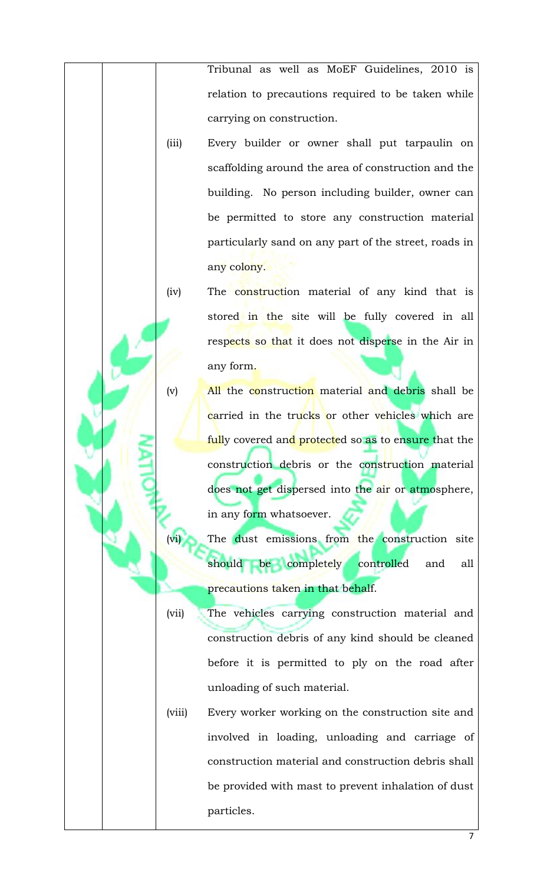Tribunal as well as MoEF Guidelines, 2010 is relation to precautions required to be taken while carrying on construction.

(iii) Every builder or owner shall put tarpaulin on scaffolding around the area of construction and the building. No person including builder, owner can be permitted to store any construction material particularly sand on any part of the street, roads in any colony.

(iv) The construction material of any kind that is stored in the site will be fully covered in all respects so that it does not disperse in the Air in any form.

(v) All the construction material and debris shall be carried in the trucks or other vehicles which are fully covered and protected so as to ensure that the construction debris or the construction material does not get dispersed into the air or atmosphere, in any form whatsoever.

(vi) The dust emissions from the construction site should be completely controlled and all precautions taken in that behalf.

(vii) The vehicles carrying construction material and construction debris of any kind should be cleaned before it is permitted to ply on the road after unloading of such material.

(viii) Every worker working on the construction site and involved in loading, unloading and carriage of construction material and construction debris shall be provided with mast to prevent inhalation of dust particles.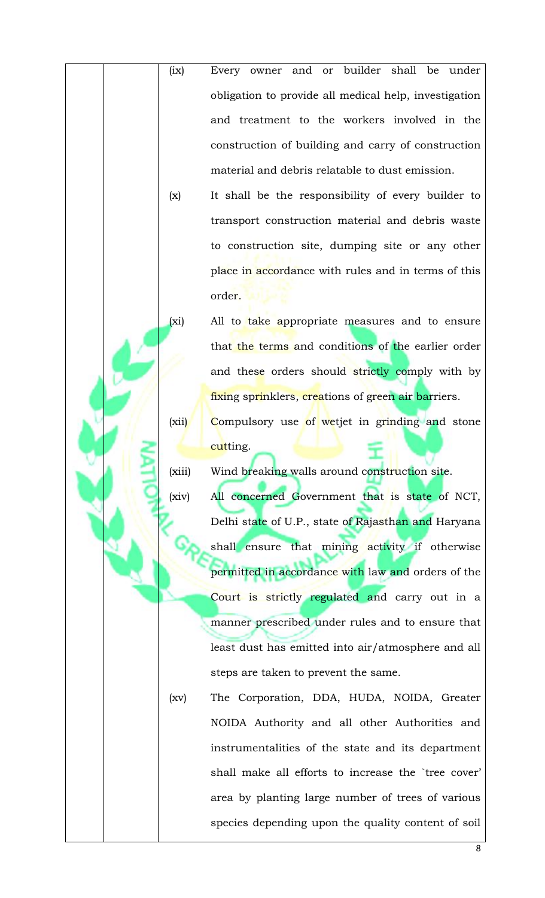(ix) Every owner and or builder shall be under obligation to provide all medical help, investigation and treatment to the workers involved in the construction of building and carry of construction material and debris relatable to dust emission.

(x) It shall be the responsibility of every builder to transport construction material and debris waste to construction site, dumping site or any other place in accordance with rules and in terms of this order.

(xi) All to take appropriate measures and to ensure that the terms and conditions of the earlier order and these orders should strictly comply with by fixing sprinklers, creations of green air barriers.

(xii) Compulsory use of wetjet in grinding and stone cutting.

(xiii) Wind breaking walls around construction site.

(xiv) All concerned Government that is state of NCT, Delhi state of U.P., state of Rajasthan and Haryana shall ensure that mining activity if otherwise permitted in accordance with law and orders of the Court is strictly regulated and carry out in a manner prescribed under rules and to ensure that least dust has emitted into air/atmosphere and all steps are taken to prevent the same.

(xv) The Corporation, DDA, HUDA, NOIDA, Greater NOIDA Authority and all other Authorities and instrumentalities of the state and its department shall make all efforts to increase the `tree cover' area by planting large number of trees of various species depending upon the quality content of soil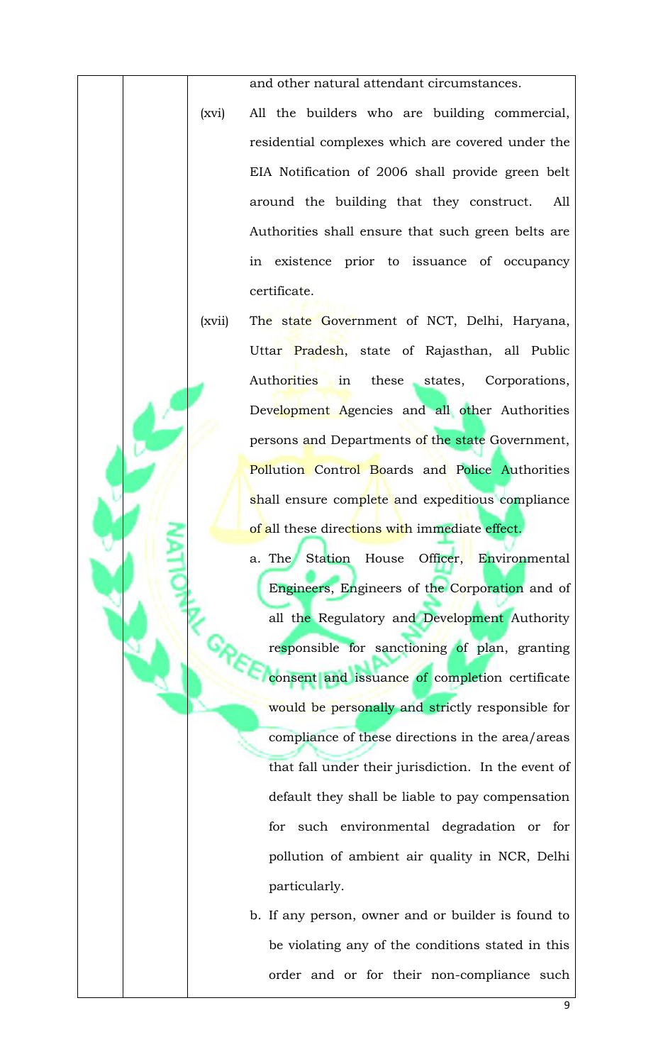and other natural attendant circumstances.

(xvi) All the builders who are building commercial, residential complexes which are covered under the EIA Notification of 2006 shall provide green belt around the building that they construct. All Authorities shall ensure that such green belts are in existence prior to issuance of occupancy certificate.

(xvii) The state Government of NCT, Delhi, Haryana, Uttar Pradesh, state of Rajasthan, all Public Authorities in these states, Corporations, Development Agencies and all other Authorities persons and Departments of the state Government, Pollution Control Boards and Police Authorities shall ensure complete and expeditious compliance of all these directions with immediate effect.

a. The Station House Officer, Environmental Engineers, Engineers of the Corporation and of all the Regulatory and Development Authority responsible for sanctioning of plan, granting consent and issuance of completion certificate would be personally and strictly responsible for compliance of these directions in the area/areas that fall under their jurisdiction. In the event of default they shall be liable to pay compensation for such environmental degradation or for pollution of ambient air quality in NCR, Delhi particularly.

b. If any person, owner and or builder is found to be violating any of the conditions stated in this order and or for their non-compliance such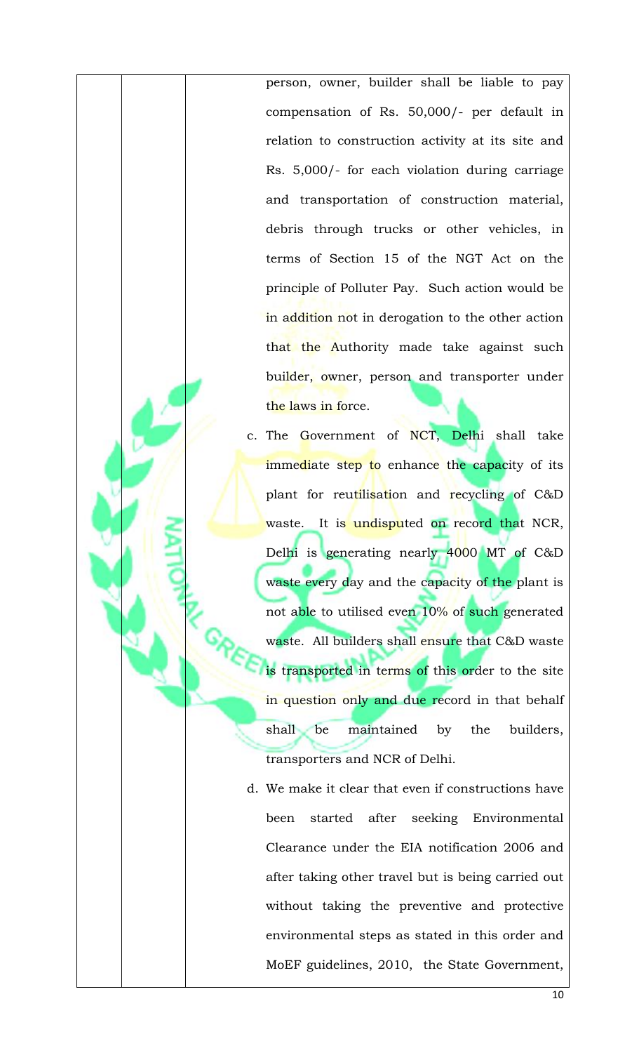person, owner, builder shall be liable to pay compensation of Rs. 50,000/- per default in relation to construction activity at its site and Rs. 5,000/- for each violation during carriage and transportation of construction material, debris through trucks or other vehicles, in terms of Section 15 of the NGT Act on the principle of Polluter Pay. Such action would be in addition not in derogation to the other action that the Authority made take against such builder, owner, person and transporter under the laws in force.

c. The Government of NCT, Delhi shall take immediate step to enhance the capacity of its plant for reutilisation and recycling of C&D waste. It is undisputed on record that NCR, Delhi is generating nearly 4000 MT of C&D waste every day and the capacity of the plant is not able to utilised even 10% of such generated waste. All builders shall ensure that C&D waste is transported in terms of this order to the site in question only and due record in that behalf shall be maintained by the builders, transporters and NCR of Delhi.

d. We make it clear that even if constructions have been started after seeking Environmental Clearance under the EIA notification 2006 and after taking other travel but is being carried out without taking the preventive and protective environmental steps as stated in this order and MoEF guidelines, 2010, the State Government,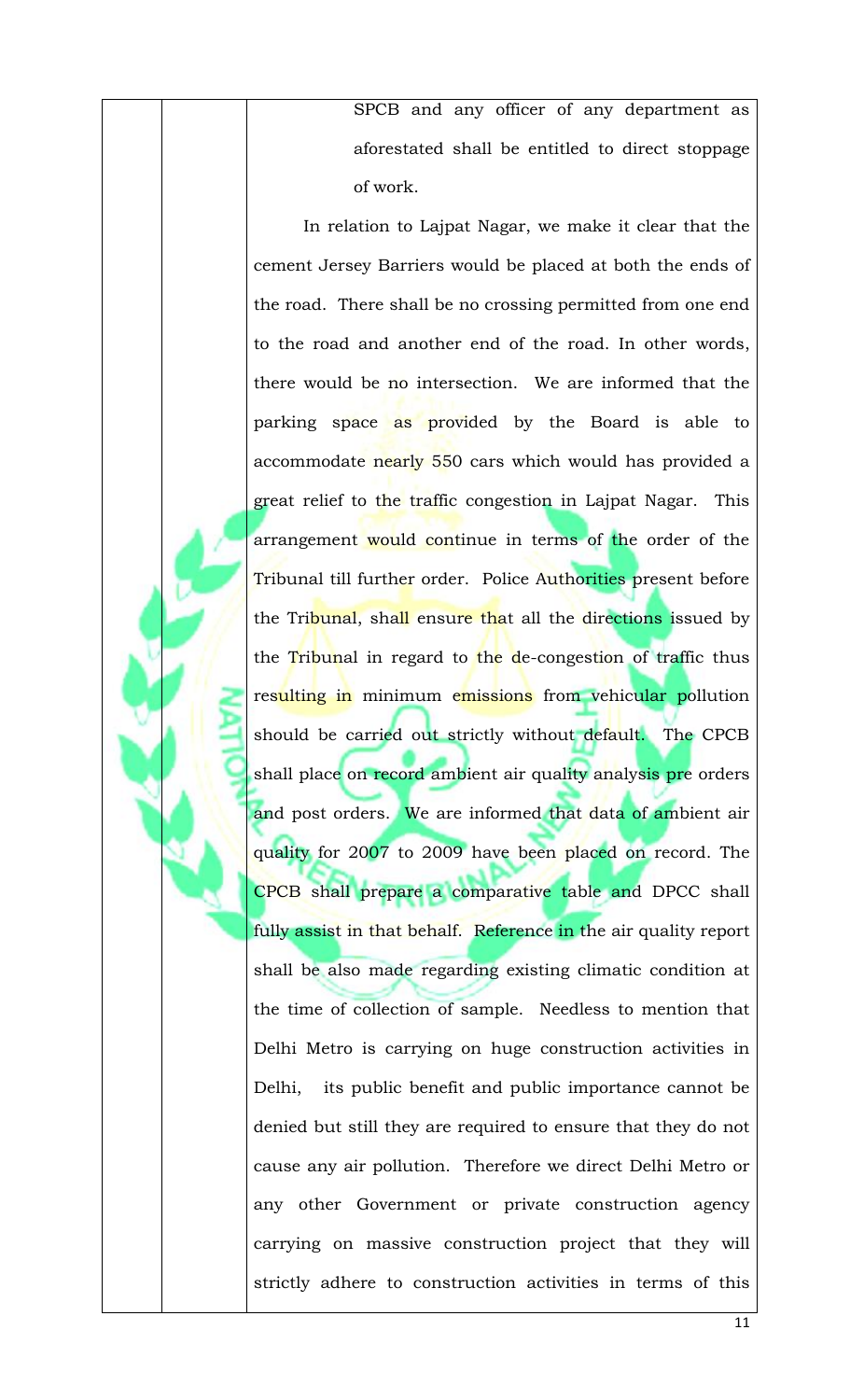SPCB and any officer of any department as aforestated shall be entitled to direct stoppage of work.

In relation to Lajpat Nagar, we make it clear that the cement Jersey Barriers would be placed at both the ends of the road. There shall be no crossing permitted from one end to the road and another end of the road. In other words, there would be no intersection. We are informed that the parking space as provided by the Board is able to accommodate nearly 550 cars which would has provided a great relief to the traffic congestion in Lajpat Nagar. This arrangement would continue in terms of the order of the Tribunal till further order. Police Authorities present before the Tribunal, shall ensure that all the directions issued by the Tribunal in regard to the de-congestion of traffic thus resulting in minimum emissions from vehicular pollution should be carried out strictly without default. The CPCB shall place on record ambient air quality analysis pre orders and post orders. We are informed that data of ambient air quality for 2007 to 2009 have been placed on record. The CPCB shall prepare a comparative table and DPCC shall fully assist in that behalf. Reference in the air quality report shall be also made regarding existing climatic condition at the time of collection of sample. Needless to mention that Delhi Metro is carrying on huge construction activities in Delhi, its public benefit and public importance cannot be denied but still they are required to ensure that they do not cause any air pollution. Therefore we direct Delhi Metro or any other Government or private construction agency carrying on massive construction project that they will strictly adhere to construction activities in terms of this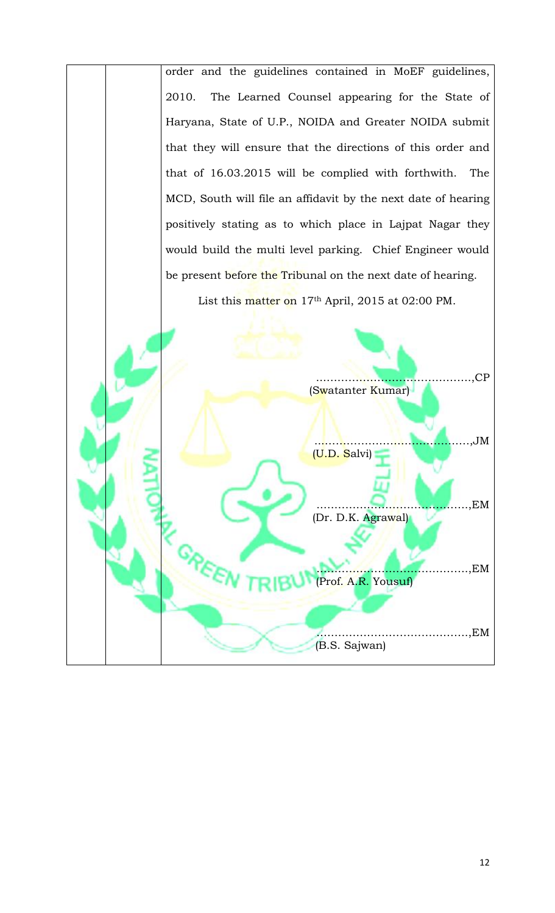order and the guidelines contained in MoEF guidelines, 2010. The Learned Counsel appearing for the State of Haryana, State of U.P., NOIDA and Greater NOIDA submit that they will ensure that the directions of this order and that of 16.03.2015 will be complied with forthwith. The MCD, South will file an affidavit by the next date of hearing positively stating as to which place in Lajpat Nagar they would build the multi level parking. Chief Engineer would be present before the Tribunal on the next date of hearing.

List this matter on 17th April, 2015 at 02:00 PM.

……………………………………,CP
(Swatanter Kumar)

……………………………………,JM
(U.D. Salvi)

……………………………………,EM
(Dr. D.K. Agrawal)

……………………………………,EM
(Prof. A.R. Yousuf)

……………………………………,EM
(B.S. Sajwan)